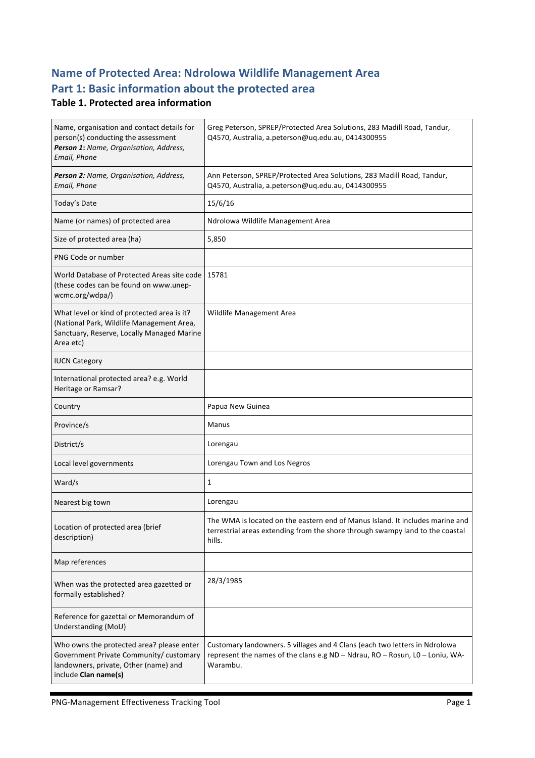# Name of Protected Area: Ndrolowa Wildlife Management Area

## Part 1: Basic information about the protected area

### Table 1. Protected area information

| | |
|---|---|
| Name, organisation and contact details for person(s) conducting the assessment ***Person 1*: *Name, Organisation, Address, Email, Phone*** | Greg Peterson, SPREP/Protected Area Solutions, 283 Madill Road, Tandur, Q4570, Australia, a.peterson@uq.edu.au, 0414300955 |
| ***Person 2:*** *Name, Organisation, Address, Email, Phone* | Ann Peterson, SPREP/Protected Area Solutions, 283 Madill Road, Tandur, Q4570, Australia, a.peterson@uq.edu.au, 0414300955 |
| Today's Date | 15/6/16 |
| Name (or names) of protected area | Ndrolowa Wildlife Management Area |
| Size of protected area (ha) | 5,850 |
| PNG Code or number | |
| World Database of Protected Areas site code (these codes can be found on www.unep-wcmc.org/wdpa/) | 15781 |
| What level or kind of protected area is it? (National Park, Wildlife Management Area, Sanctuary, Reserve, Locally Managed Marine Area etc) | Wildlife Management Area |
| IUCN Category | |
| International protected area? e.g. World Heritage or Ramsar? | |
| Country | Papua New Guinea |
| Province/s | Manus |
| District/s | Lorengau |
| Local level governments | Lorengau Town and Los Negros |
| Ward/s | 1 |
| Nearest big town | Lorengau |
| Location of protected area (brief description) | The WMA is located on the eastern end of Manus Island. It includes marine and terrestrial areas extending from the shore through swampy land to the coastal hills. |
| Map references | |
| When was the protected area gazetted or formally established? | 28/3/1985 |
| Reference for gazettal or Memorandum of Understanding (MoU) | |
| Who owns the protected area? please enter Government Private Community/ customary landowners, private, Other (name) and include **Clan name(s)** | Customary landowners. 5 villages and 4 Clans (each two letters in Ndrolowa represent the names of the clans e.g ND – Ndrau, RO – Rosun, L0 – Loniu, WA-Warambu. |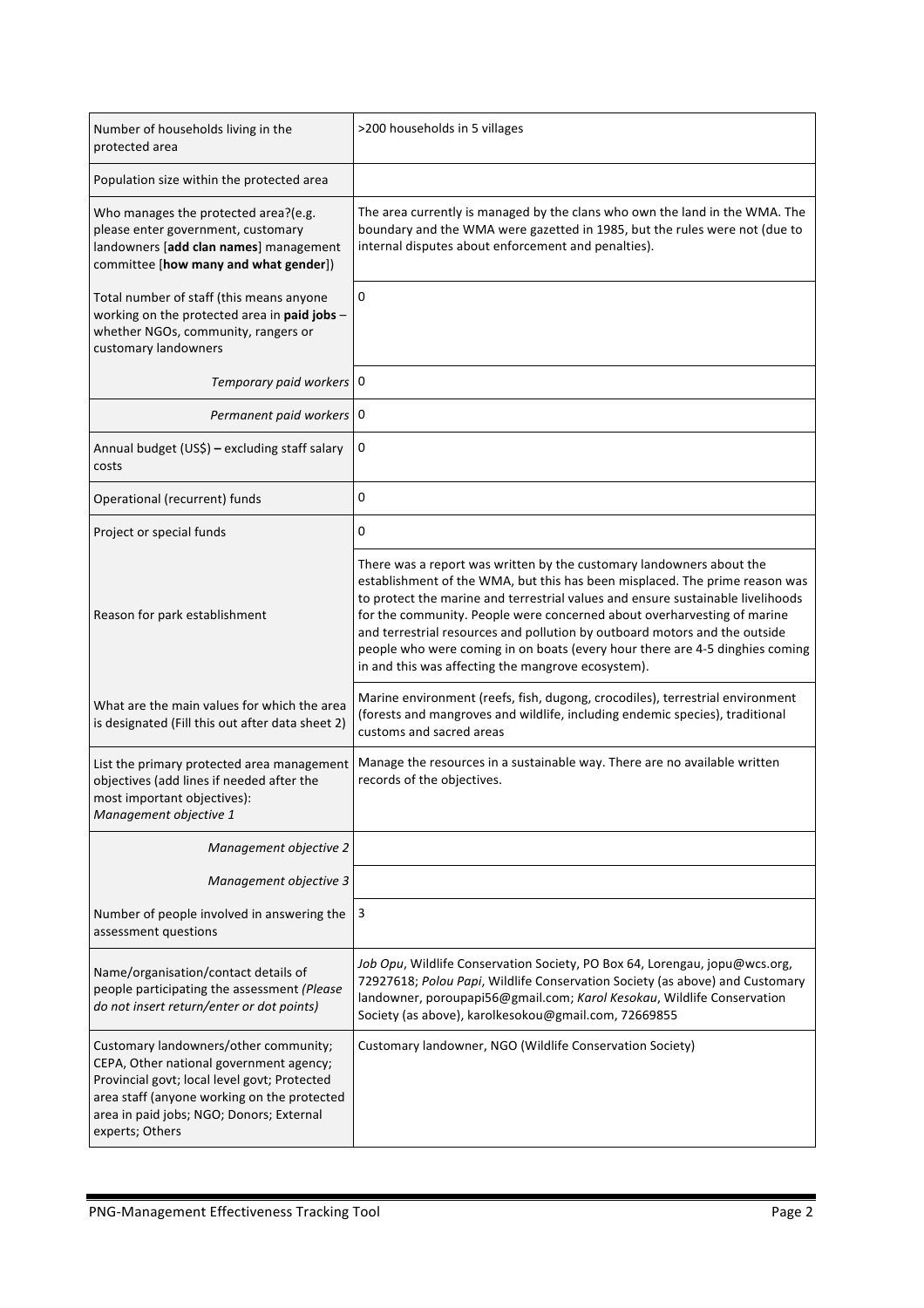| | |
|---|---|
| Number of households living in the protected area | >200 households in 5 villages |
| Population size within the protected area | |
| Who manages the protected area?(e.g. please enter government, customary landowners [**add clan names**] management committee [**how many and what gender**]) | The area currently is managed by the clans who own the land in the WMA. The boundary and the WMA were gazetted in 1985, but the rules were not (due to internal disputes about enforcement and penalties). |
| Total number of staff (this means anyone working on the protected area in **paid jobs** – whether NGOs, community, rangers or customary landowners | 0 |
| *Temporary paid workers* | 0 |
| *Permanent paid workers* | 0 |
| Annual budget (US$) **–** excluding staff salary costs | 0 |
| Operational (recurrent) funds | 0 |
| Project or special funds | 0 |
| Reason for park establishment | There was a report was written by the customary landowners about the establishment of the WMA, but this has been misplaced. The prime reason was to protect the marine and terrestrial values and ensure sustainable livelihoods for the community. People were concerned about overharvesting of marine and terrestrial resources and pollution by outboard motors and the outside people who were coming in on boats (every hour there are 4-5 dinghies coming in and this was affecting the mangrove ecosystem). |
| What are the main values for which the area is designated (Fill this out after data sheet 2) | Marine environment (reefs, fish, dugong, crocodiles), terrestrial environment (forests and mangroves and wildlife, including endemic species), traditional customs and sacred areas |
| List the primary protected area management objectives (add lines if needed after the most important objectives): *Management objective 1* | Manage the resources in a sustainable way. There are no available written records of the objectives. |
| *Management objective 2* | |
| *Management objective 3* | |
| Number of people involved in answering the assessment questions | 3 |
| Name/organisation/contact details of people participating the assessment *(Please do not insert return/enter or dot points)* | *Job Opu*, Wildlife Conservation Society, PO Box 64, Lorengau, jopu@wcs.org, 72927618; *Polou Papi*, Wildlife Conservation Society (as above) and Customary landowner, poroupapi56@gmail.com; *Karol Kesokau*, Wildlife Conservation Society (as above), karolkesokou@gmail.com, 72669855 |
| Customary landowners/other community; CEPA, Other national government agency; Provincial govt; local level govt; Protected area staff (anyone working on the protected area in paid jobs; NGO; Donors; External experts; Others | Customary landowner, NGO (Wildlife Conservation Society) |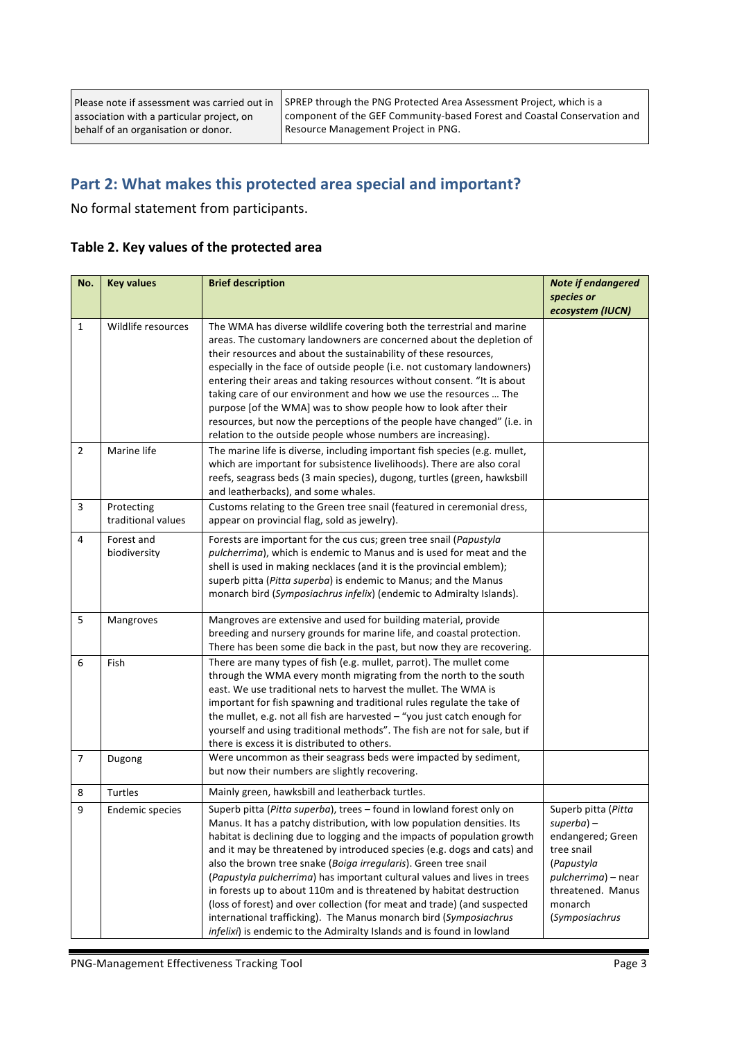| Please note if assessment was carried out in association with a particular project, on behalf of an organisation or donor. | SPREP through the PNG Protected Area Assessment Project, which is a component of the GEF Community-based Forest and Coastal Conservation and Resource Management Project in PNG. |
|---|---|

## Part 2: What makes this protected area special and important?

No formal statement from participants.

### Table 2. Key values of the protected area

| No. | Key values | Brief description | *Note if endangered species or ecosystem (IUCN)* |
|---|---|---|---|
| 1 | Wildlife resources | The WMA has diverse wildlife covering both the terrestrial and marine areas. The customary landowners are concerned about the depletion of their resources and about the sustainability of these resources, especially in the face of outside people (i.e. not customary landowners) entering their areas and taking resources without consent. "It is about taking care of our environment and how we use the resources … The purpose [of the WMA] was to show people how to look after their resources, but now the perceptions of the people have changed" (i.e. in relation to the outside people whose numbers are increasing). | |
| 2 | Marine life | The marine life is diverse, including important fish species (e.g. mullet, which are important for subsistence livelihoods). There are also coral reefs, seagrass beds (3 main species), dugong, turtles (green, hawksbill and leatherbacks), and some whales. | |
| 3 | Protecting traditional values | Customs relating to the Green tree snail (featured in ceremonial dress, appear on provincial flag, sold as jewelry). | |
| 4 | Forest and biodiversity | Forests are important for the cus cus; green tree snail (*Papustyla pulcherrima*), which is endemic to Manus and is used for meat and the shell is used in making necklaces (and it is the provincial emblem); superb pitta (*Pitta superba*) is endemic to Manus; and the Manus monarch bird (*Symposiachrus infelix*) (endemic to Admiralty Islands). | |
| 5 | Mangroves | Mangroves are extensive and used for building material, provide breeding and nursery grounds for marine life, and coastal protection. There has been some die back in the past, but now they are recovering. | |
| 6 | Fish | There are many types of fish (e.g. mullet, parrot). The mullet come through the WMA every month migrating from the north to the south east. We use traditional nets to harvest the mullet. The WMA is important for fish spawning and traditional rules regulate the take of the mullet, e.g. not all fish are harvested – "you just catch enough for yourself and using traditional methods". The fish are not for sale, but if there is excess it is distributed to others. | |
| 7 | Dugong | Were uncommon as their seagrass beds were impacted by sediment, but now their numbers are slightly recovering. | |
| 8 | Turtles | Mainly green, hawksbill and leatherback turtles. | |
| 9 | Endemic species | Superb pitta (*Pitta superba*), trees – found in lowland forest only on Manus. It has a patchy distribution, with low population densities. Its habitat is declining due to logging and the impacts of population growth and it may be threatened by introduced species (e.g. dogs and cats) and also the brown tree snake (*Boiga irregularis*). Green tree snail (*Papustyla pulcherrima*) has important cultural values and lives in trees in forests up to about 110m and is threatened by habitat destruction (loss of forest) and over collection (for meat and trade) (and suspected international trafficking). The Manus monarch bird (*Symposiachrus infelixi*) is endemic to the Admiralty Islands and is found in lowland | Superb pitta (*Pitta superba*) – endangered; Green tree snail (*Papustyla pulcherrima*) – near threatened. Manus monarch (*Symposiachrus* |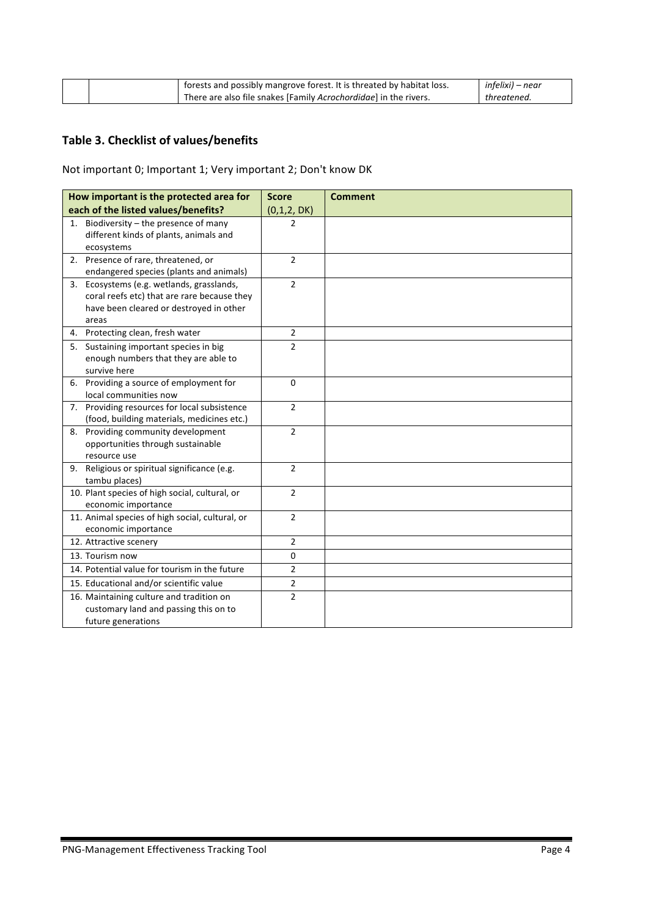| | | forests and possibly mangrove forest. It is threated by habitat loss. There are also file snakes [Family *Acrochordidae*] in the rivers. | *infelixi) – near threatened.* |
|---|---|---|---|

## Table 3. Checklist of values/benefits

Not important 0; Important 1; Very important 2; Don't know DK

| How important is the protected area for each of the listed values/benefits? | Score (0,1,2, DK) | Comment |
|---|---|---|
| 1. Biodiversity – the presence of many different kinds of plants, animals and ecosystems | 2 | |
| 2. Presence of rare, threatened, or endangered species (plants and animals) | 2 | |
| 3. Ecosystems (e.g. wetlands, grasslands, coral reefs etc) that are rare because they have been cleared or destroyed in other areas | 2 | |
| 4. Protecting clean, fresh water | 2 | |
| 5. Sustaining important species in big enough numbers that they are able to survive here | 2 | |
| 6. Providing a source of employment for local communities now | 0 | |
| 7. Providing resources for local subsistence (food, building materials, medicines etc.) | 2 | |
| 8. Providing community development opportunities through sustainable resource use | 2 | |
| 9. Religious or spiritual significance (e.g. tambu places) | 2 | |
| 10. Plant species of high social, cultural, or economic importance | 2 | |
| 11. Animal species of high social, cultural, or economic importance | 2 | |
| 12. Attractive scenery | 2 | |
| 13. Tourism now | 0 | |
| 14. Potential value for tourism in the future | 2 | |
| 15. Educational and/or scientific value | 2 | |
| 16. Maintaining culture and tradition on customary land and passing this on to future generations | 2 | |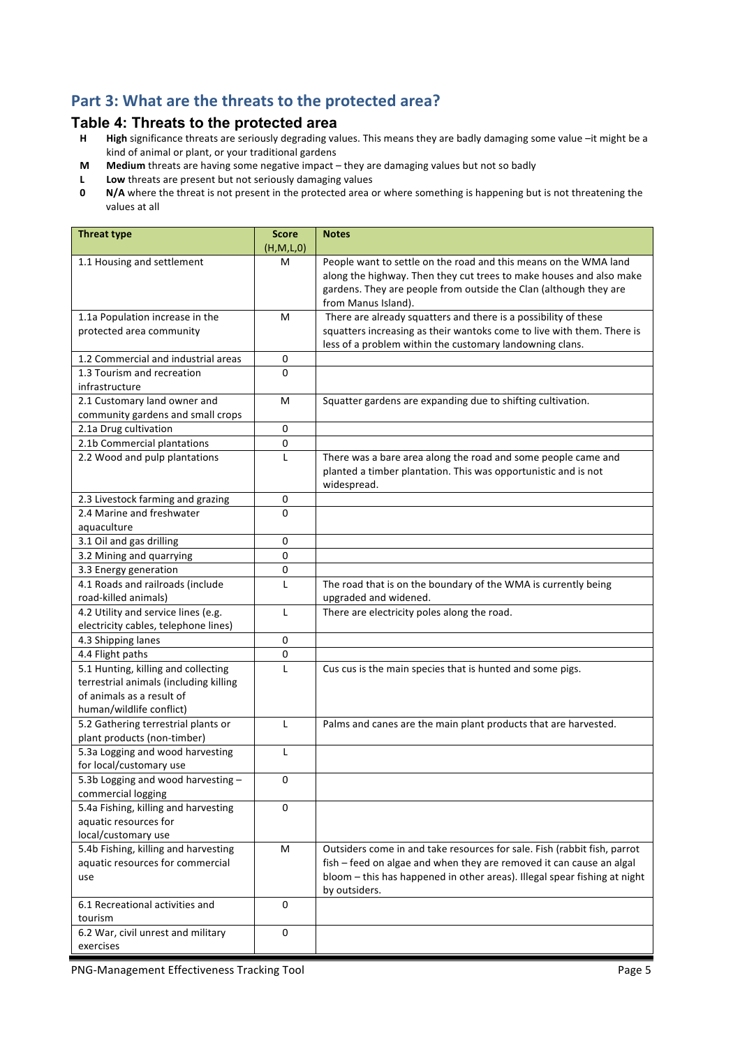## Part 3: What are the threats to the protected area?

### Table 4: Threats to the protected area

- **H** **High** significance threats are seriously degrading values. This means they are badly damaging some value –it might be a kind of animal or plant, or your traditional gardens
- **M** **Medium** threats are having some negative impact – they are damaging values but not so badly
- **L** **Low** threats are present but not seriously damaging values
- **0** **N/A** where the threat is not present in the protected area or where something is happening but is not threatening the values at all

| Threat type | Score (H,M,L,0) | Notes |
|---|---|---|
| 1.1 Housing and settlement | M | People want to settle on the road and this means on the WMA land along the highway. Then they cut trees to make houses and also make gardens. They are people from outside the Clan (although they are from Manus Island). |
| 1.1a Population increase in the protected area community | M | There are already squatters and there is a possibility of these squatters increasing as their wantoks come to live with them. There is less of a problem within the customary landowning clans. |
| 1.2 Commercial and industrial areas | 0 | |
| 1.3 Tourism and recreation infrastructure | 0 | |
| 2.1 Customary land owner and community gardens and small crops | M | Squatter gardens are expanding due to shifting cultivation. |
| 2.1a Drug cultivation | 0 | |
| 2.1b Commercial plantations | 0 | |
| 2.2 Wood and pulp plantations | L | There was a bare area along the road and some people came and planted a timber plantation. This was opportunistic and is not widespread. |
| 2.3 Livestock farming and grazing | 0 | |
| 2.4 Marine and freshwater aquaculture | 0 | |
| 3.1 Oil and gas drilling | 0 | |
| 3.2 Mining and quarrying | 0 | |
| 3.3 Energy generation | 0 | |
| 4.1 Roads and railroads (include road-killed animals) | L | The road that is on the boundary of the WMA is currently being upgraded and widened. |
| 4.2 Utility and service lines (e.g. electricity cables, telephone lines) | L | There are electricity poles along the road. |
| 4.3 Shipping lanes | 0 | |
| 4.4 Flight paths | 0 | |
| 5.1 Hunting, killing and collecting terrestrial animals (including killing of animals as a result of human/wildlife conflict) | L | Cus cus is the main species that is hunted and some pigs. |
| 5.2 Gathering terrestrial plants or plant products (non-timber) | L | Palms and canes are the main plant products that are harvested. |
| 5.3a Logging and wood harvesting for local/customary use | L | |
| 5.3b Logging and wood harvesting – commercial logging | 0 | |
| 5.4a Fishing, killing and harvesting aquatic resources for local/customary use | 0 | |
| 5.4b Fishing, killing and harvesting aquatic resources for commercial use | M | Outsiders come in and take resources for sale. Fish (rabbit fish, parrot fish – feed on algae and when they are removed it can cause an algal bloom – this has happened in other areas). Illegal spear fishing at night by outsiders. |
| 6.1 Recreational activities and tourism | 0 | |
| 6.2 War, civil unrest and military exercises | 0 | |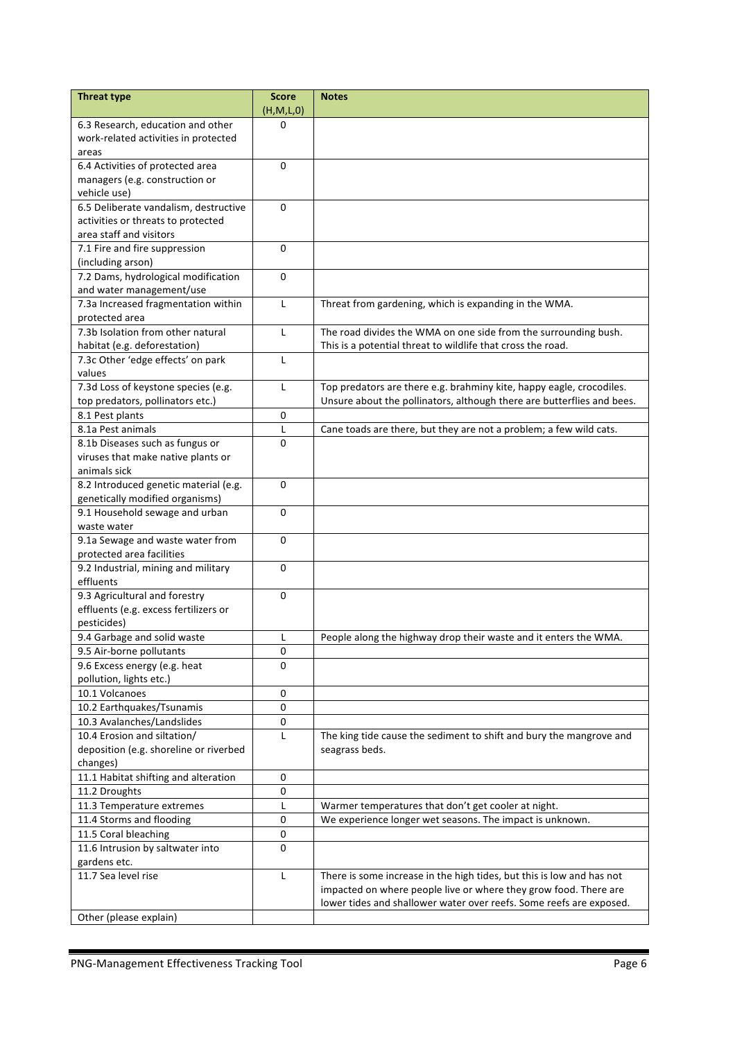| Threat type | Score (H,M,L,0) | Notes |
|---|---|---|
| 6.3 Research, education and other work-related activities in protected areas | 0 | |
| 6.4 Activities of protected area managers (e.g. construction or vehicle use) | 0 | |
| 6.5 Deliberate vandalism, destructive activities or threats to protected area staff and visitors | 0 | |
| 7.1 Fire and fire suppression (including arson) | 0 | |
| 7.2 Dams, hydrological modification and water management/use | 0 | |
| 7.3a Increased fragmentation within protected area | L | Threat from gardening, which is expanding in the WMA. |
| 7.3b Isolation from other natural habitat (e.g. deforestation) | L | The road divides the WMA on one side from the surrounding bush. This is a potential threat to wildlife that cross the road. |
| 7.3c Other 'edge effects' on park values | L | |
| 7.3d Loss of keystone species (e.g. top predators, pollinators etc.) | L | Top predators are there e.g. brahminy kite, happy eagle, crocodiles. Unsure about the pollinators, although there are butterflies and bees. |
| 8.1 Pest plants | 0 | |
| 8.1a Pest animals | L | Cane toads are there, but they are not a problem; a few wild cats. |
| 8.1b Diseases such as fungus or viruses that make native plants or animals sick | 0 | |
| 8.2 Introduced genetic material (e.g. genetically modified organisms) | 0 | |
| 9.1 Household sewage and urban waste water | 0 | |
| 9.1a Sewage and waste water from protected area facilities | 0 | |
| 9.2 Industrial, mining and military effluents | 0 | |
| 9.3 Agricultural and forestry effluents (e.g. excess fertilizers or pesticides) | 0 | |
| 9.4 Garbage and solid waste | L | People along the highway drop their waste and it enters the WMA. |
| 9.5 Air-borne pollutants | 0 | |
| 9.6 Excess energy (e.g. heat pollution, lights etc.) | 0 | |
| 10.1 Volcanoes | 0 | |
| 10.2 Earthquakes/Tsunamis | 0 | |
| 10.3 Avalanches/Landslides | 0 | |
| 10.4 Erosion and siltation/ deposition (e.g. shoreline or riverbed changes) | L | The king tide cause the sediment to shift and bury the mangrove and seagrass beds. |
| 11.1 Habitat shifting and alteration | 0 | |
| 11.2 Droughts | 0 | |
| 11.3 Temperature extremes | L | Warmer temperatures that don't get cooler at night. |
| 11.4 Storms and flooding | 0 | We experience longer wet seasons. The impact is unknown. |
| 11.5 Coral bleaching | 0 | |
| 11.6 Intrusion by saltwater into gardens etc. | 0 | |
| 11.7 Sea level rise | L | There is some increase in the high tides, but this is low and has not impacted on where people live or where they grow food. There are lower tides and shallower water over reefs. Some reefs are exposed. |
| Other (please explain) | | |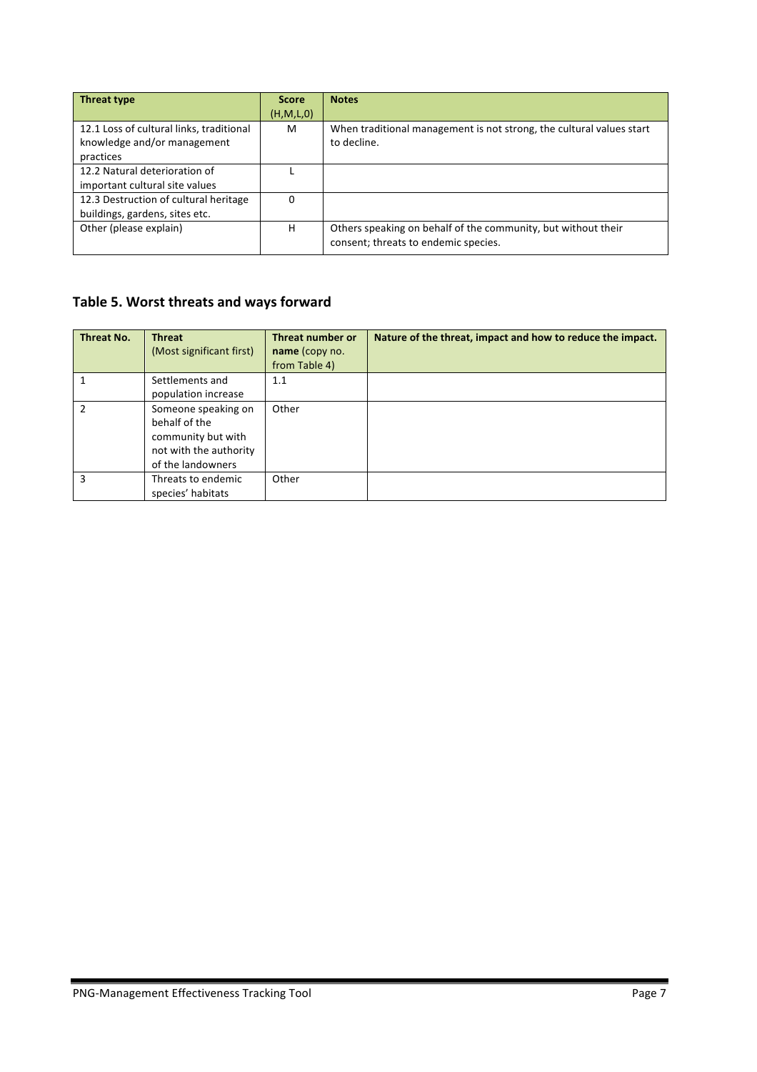| Threat type | Score (H,M,L,0) | Notes |
| --- | --- | --- |
| 12.1 Loss of cultural links, traditional knowledge and/or management practices | M | When traditional management is not strong, the cultural values start to decline. |
| 12.2 Natural deterioration of important cultural site values | L | |
| 12.3 Destruction of cultural heritage buildings, gardens, sites etc. | 0 | |
| Other (please explain) | H | Others speaking on behalf of the community, but without their consent; threats to endemic species. |

## Table 5. Worst threats and ways forward

| Threat No. | Threat (Most significant first) | Threat number or name (copy no. from Table 4) | Nature of the threat, impact and how to reduce the impact. |
| --- | --- | --- | --- |
| 1 | Settlements and population increase | 1.1 | |
| 2 | Someone speaking on behalf of the community but with not with the authority of the landowners | Other | |
| 3 | Threats to endemic species' habitats | Other | |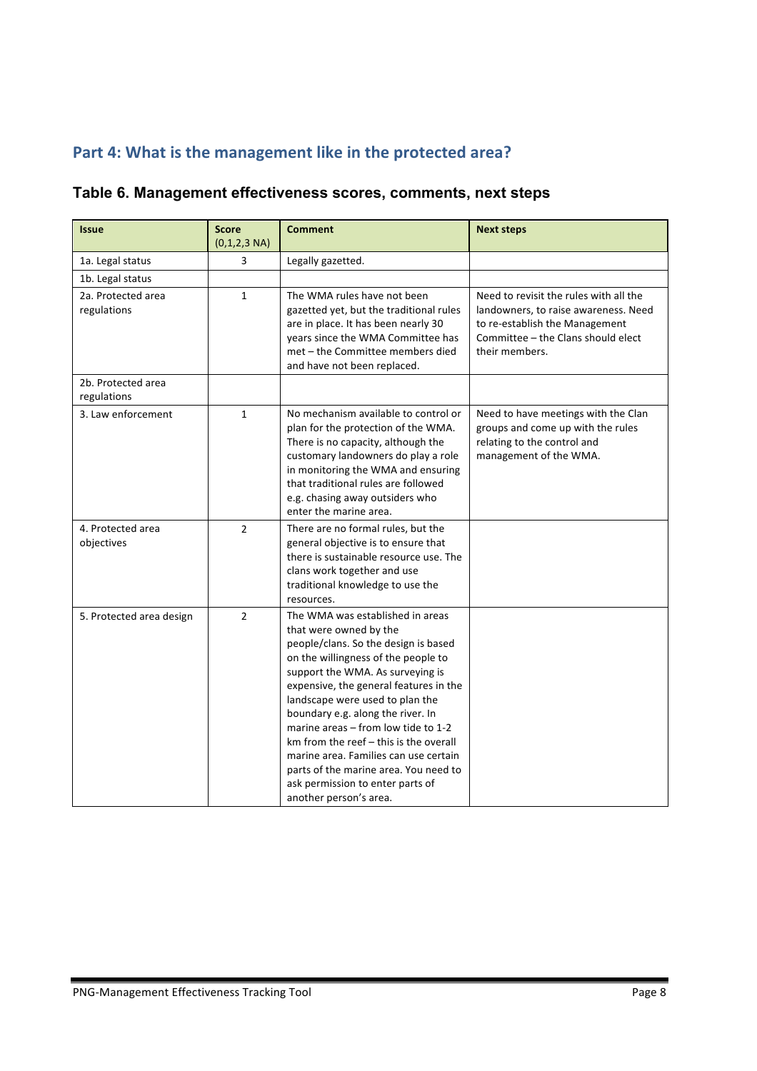## Part 4: What is the management like in the protected area?

### Table 6. Management effectiveness scores, comments, next steps

| Issue | Score (0,1,2,3 NA) | Comment | Next steps |
|---|---|---|---|
| 1a. Legal status | 3 | Legally gazetted. | |
| 1b. Legal status | | | |
| 2a. Protected area regulations | 1 | The WMA rules have not been gazetted yet, but the traditional rules are in place. It has been nearly 30 years since the WMA Committee has met – the Committee members died and have not been replaced. | Need to revisit the rules with all the landowners, to raise awareness. Need to re-establish the Management Committee – the Clans should elect their members. |
| 2b. Protected area regulations | | | |
| 3. Law enforcement | 1 | No mechanism available to control or plan for the protection of the WMA. There is no capacity, although the customary landowners do play a role in monitoring the WMA and ensuring that traditional rules are followed e.g. chasing away outsiders who enter the marine area. | Need to have meetings with the Clan groups and come up with the rules relating to the control and management of the WMA. |
| 4. Protected area objectives | 2 | There are no formal rules, but the general objective is to ensure that there is sustainable resource use. The clans work together and use traditional knowledge to use the resources. | |
| 5. Protected area design | 2 | The WMA was established in areas that were owned by the people/clans. So the design is based on the willingness of the people to support the WMA. As surveying is expensive, the general features in the landscape were used to plan the boundary e.g. along the river. In marine areas – from low tide to 1-2 km from the reef – this is the overall marine area. Families can use certain parts of the marine area. You need to ask permission to enter parts of another person's area. | |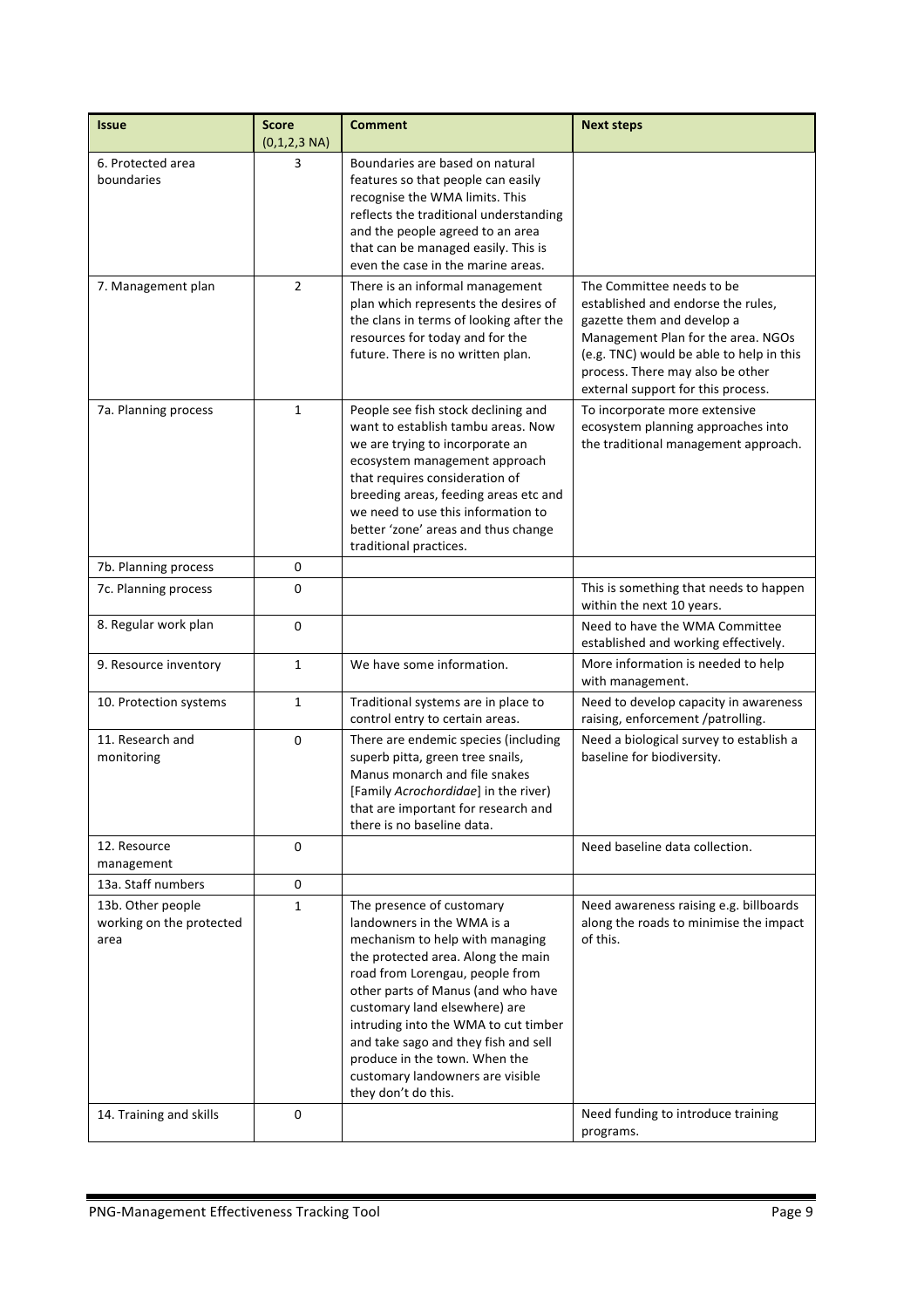| Issue | Score (0,1,2,3 NA) | Comment | Next steps |
|---|---|---|---|
| 6. Protected area boundaries | 3 | Boundaries are based on natural features so that people can easily recognise the WMA limits. This reflects the traditional understanding and the people agreed to an area that can be managed easily. This is even the case in the marine areas. | |
| 7. Management plan | 2 | There is an informal management plan which represents the desires of the clans in terms of looking after the resources for today and for the future. There is no written plan. | The Committee needs to be established and endorse the rules, gazette them and develop a Management Plan for the area. NGOs (e.g. TNC) would be able to help in this process. There may also be other external support for this process. |
| 7a. Planning process | 1 | People see fish stock declining and want to establish tambu areas. Now we are trying to incorporate an ecosystem management approach that requires consideration of breeding areas, feeding areas etc and we need to use this information to better 'zone' areas and thus change traditional practices. | To incorporate more extensive ecosystem planning approaches into the traditional management approach. |
| 7b. Planning process | 0 | | |
| 7c. Planning process | 0 | | This is something that needs to happen within the next 10 years. |
| 8. Regular work plan | 0 | | Need to have the WMA Committee established and working effectively. |
| 9. Resource inventory | 1 | We have some information. | More information is needed to help with management. |
| 10. Protection systems | 1 | Traditional systems are in place to control entry to certain areas. | Need to develop capacity in awareness raising, enforcement /patrolling. |
| 11. Research and monitoring | 0 | There are endemic species (including superb pitta, green tree snails, Manus monarch and file snakes [Family *Acrochordidae*] in the river) that are important for research and there is no baseline data. | Need a biological survey to establish a baseline for biodiversity. |
| 12. Resource management | 0 | | Need baseline data collection. |
| 13a. Staff numbers | 0 | | |
| 13b. Other people working on the protected area | 1 | The presence of customary landowners in the WMA is a mechanism to help with managing the protected area. Along the main road from Lorengau, people from other parts of Manus (and who have customary land elsewhere) are intruding into the WMA to cut timber and take sago and they fish and sell produce in the town. When the customary landowners are visible they don't do this. | Need awareness raising e.g. billboards along the roads to minimise the impact of this. |
| 14. Training and skills | 0 | | Need funding to introduce training programs. |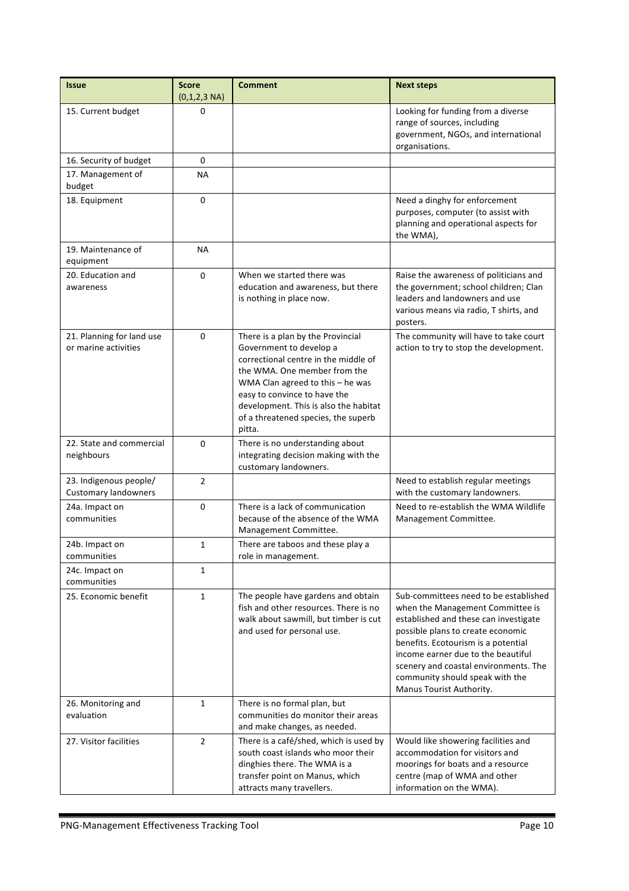| Issue | Score (0,1,2,3 NA) | Comment | Next steps |
|---|---|---|---|
| 15. Current budget | 0 | | Looking for funding from a diverse range of sources, including government, NGOs, and international organisations. |
| 16. Security of budget | 0 | | |
| 17. Management of budget | NA | | |
| 18. Equipment | 0 | | Need a dinghy for enforcement purposes, computer (to assist with planning and operational aspects for the WMA), |
| 19. Maintenance of equipment | NA | | |
| 20. Education and awareness | 0 | When we started there was education and awareness, but there is nothing in place now. | Raise the awareness of politicians and the government; school children; Clan leaders and landowners and use various means via radio, T shirts, and posters. |
| 21. Planning for land use or marine activities | 0 | There is a plan by the Provincial Government to develop a correctional centre in the middle of the WMA. One member from the WMA Clan agreed to this – he was easy to convince to have the development. This is also the habitat of a threatened species, the superb pitta. | The community will have to take court action to try to stop the development. |
| 22. State and commercial neighbours | 0 | There is no understanding about integrating decision making with the customary landowners. | |
| 23. Indigenous people/ Customary landowners | 2 | | Need to establish regular meetings with the customary landowners. |
| 24a. Impact on communities | 0 | There is a lack of communication because of the absence of the WMA Management Committee. | Need to re-establish the WMA Wildlife Management Committee. |
| 24b. Impact on communities | 1 | There are taboos and these play a role in management. | |
| 24c. Impact on communities | 1 | | |
| 25. Economic benefit | 1 | The people have gardens and obtain fish and other resources. There is no walk about sawmill, but timber is cut and used for personal use. | Sub-committees need to be established when the Management Committee is established and these can investigate possible plans to create economic benefits. Ecotourism is a potential income earner due to the beautiful scenery and coastal environments. The community should speak with the Manus Tourist Authority. |
| 26. Monitoring and evaluation | 1 | There is no formal plan, but communities do monitor their areas and make changes, as needed. | |
| 27. Visitor facilities | 2 | There is a café/shed, which is used by south coast islands who moor their dinghies there. The WMA is a transfer point on Manus, which attracts many travellers. | Would like showering facilities and accommodation for visitors and moorings for boats and a resource centre (map of WMA and other information on the WMA). |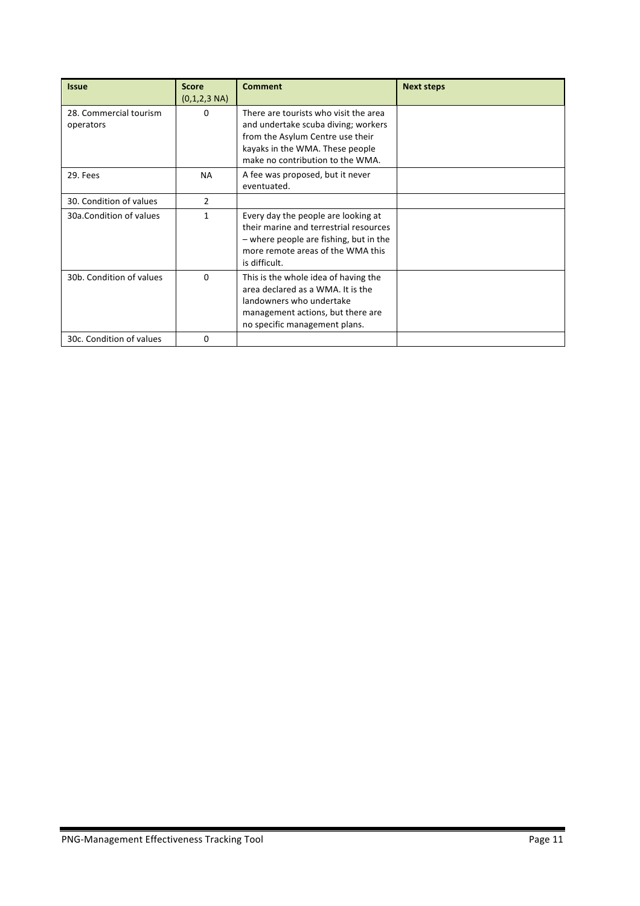| Issue | Score (0,1,2,3 NA) | Comment | Next steps |
|---|---|---|---|
| 28. Commercial tourism operators | 0 | There are tourists who visit the area and undertake scuba diving; workers from the Asylum Centre use their kayaks in the WMA. These people make no contribution to the WMA. | |
| 29. Fees | NA | A fee was proposed, but it never eventuated. | |
| 30. Condition of values | 2 | | |
| 30a.Condition of values | 1 | Every day the people are looking at their marine and terrestrial resources – where people are fishing, but in the more remote areas of the WMA this is difficult. | |
| 30b. Condition of values | 0 | This is the whole idea of having the area declared as a WMA. It is the landowners who undertake management actions, but there are no specific management plans. | |
| 30c. Condition of values | 0 | | |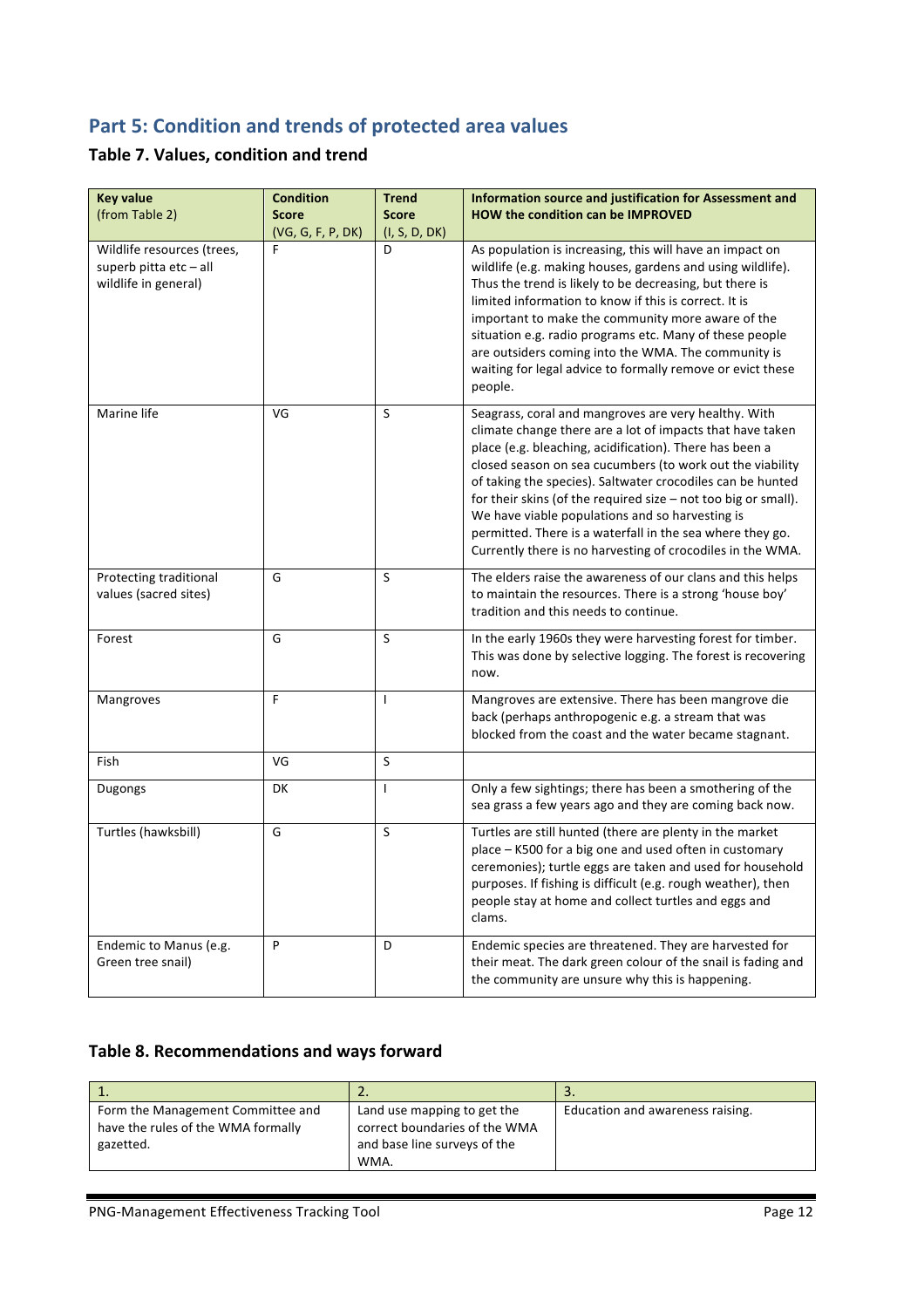## Part 5: Condition and trends of protected area values

### Table 7. Values, condition and trend

| **Key value** (from Table 2) | **Condition Score** (VG, G, F, P, DK) | **Trend Score** (I, S, D, DK) | **Information source and justification for Assessment and HOW the condition can be IMPROVED** |
|---|---|---|---|
| Wildlife resources (trees, superb pitta etc – all wildlife in general) | F | D | As population is increasing, this will have an impact on wildlife (e.g. making houses, gardens and using wildlife). Thus the trend is likely to be decreasing, but there is limited information to know if this is correct. It is important to make the community more aware of the situation e.g. radio programs etc. Many of these people are outsiders coming into the WMA. The community is waiting for legal advice to formally remove or evict these people. |
| Marine life | VG | S | Seagrass, coral and mangroves are very healthy. With climate change there are a lot of impacts that have taken place (e.g. bleaching, acidification). There has been a closed season on sea cucumbers (to work out the viability of taking the species). Saltwater crocodiles can be hunted for their skins (of the required size – not too big or small). We have viable populations and so harvesting is permitted. There is a waterfall in the sea where they go. Currently there is no harvesting of crocodiles in the WMA. |
| Protecting traditional values (sacred sites) | G | S | The elders raise the awareness of our clans and this helps to maintain the resources. There is a strong 'house boy' tradition and this needs to continue. |
| Forest | G | S | In the early 1960s they were harvesting forest for timber. This was done by selective logging. The forest is recovering now. |
| Mangroves | F | I | Mangroves are extensive. There has been mangrove die back (perhaps anthropogenic e.g. a stream that was blocked from the coast and the water became stagnant. |
| Fish | VG | S | |
| Dugongs | DK | I | Only a few sightings; there has been a smothering of the sea grass a few years ago and they are coming back now. |
| Turtles (hawksbill) | G | S | Turtles are still hunted (there are plenty in the market place – K500 for a big one and used often in customary ceremonies); turtle eggs are taken and used for household purposes. If fishing is difficult (e.g. rough weather), then people stay at home and collect turtles and eggs and clams. |
| Endemic to Manus (e.g. Green tree snail) | P | D | Endemic species are threatened. They are harvested for their meat. The dark green colour of the snail is fading and the community are unsure why this is happening. |

### Table 8. Recommendations and ways forward

| 1. | 2. | 3. |
|---|---|---|
| Form the Management Committee and have the rules of the WMA formally gazetted. | Land use mapping to get the correct boundaries of the WMA and base line surveys of the WMA. | Education and awareness raising. |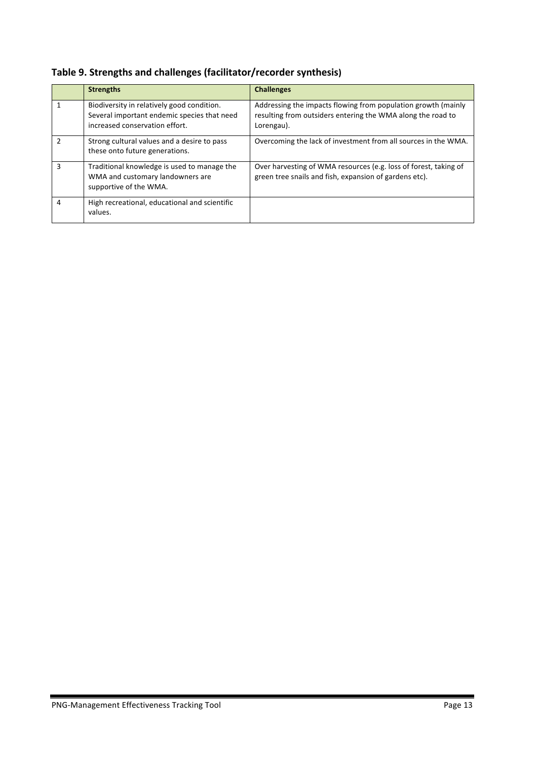**Table 9. Strengths and challenges (facilitator/recorder synthesis)**

| | Strengths | Challenges |
|---|---|---|
| 1 | Biodiversity in relatively good condition. Several important endemic species that need increased conservation effort. | Addressing the impacts flowing from population growth (mainly resulting from outsiders entering the WMA along the road to Lorengau). |
| 2 | Strong cultural values and a desire to pass these onto future generations. | Overcoming the lack of investment from all sources in the WMA. |
| 3 | Traditional knowledge is used to manage the WMA and customary landowners are supportive of the WMA. | Over harvesting of WMA resources (e.g. loss of forest, taking of green tree snails and fish, expansion of gardens etc). |
| 4 | High recreational, educational and scientific values. | |